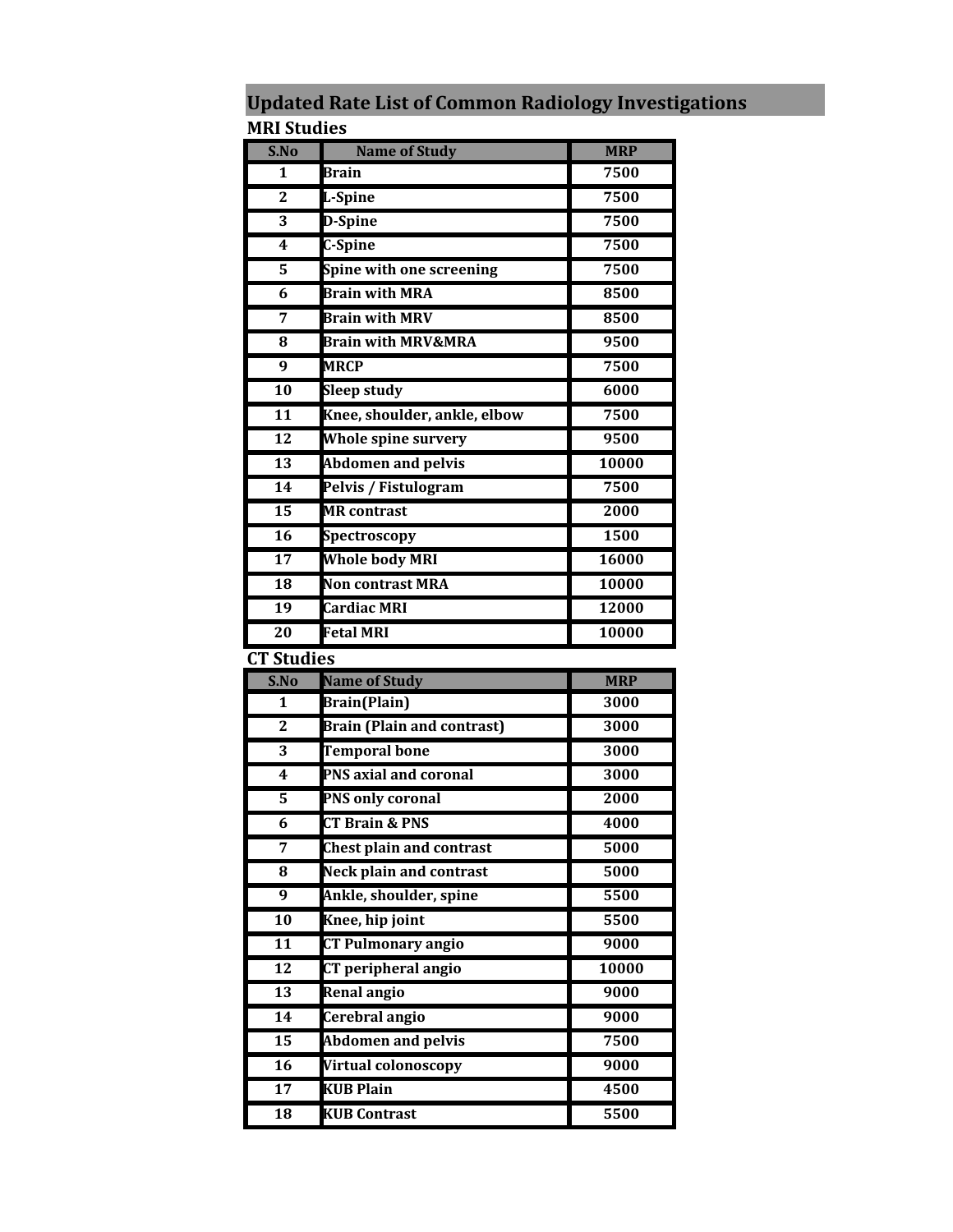# Updated Rate List of Common Radiology Investigations

## MRI Studies

| S.No | Name of Study | MRP |
|---|---|---|
| 1 | Brain | 7500 |
| 2 | L-Spine | 7500 |
| 3 | D-Spine | 7500 |
| 4 | C-Spine | 7500 |
| 5 | Spine with one screening | 7500 |
| 6 | Brain with MRA | 8500 |
| 7 | Brain with MRV | 8500 |
| 8 | Brain with MRV&MRA | 9500 |
| 9 | MRCP | 7500 |
| 10 | Sleep study | 6000 |
| 11 | Knee, shoulder, ankle, elbow | 7500 |
| 12 | Whole spine survery | 9500 |
| 13 | Abdomen and pelvis | 10000 |
| 14 | Pelvis / Fistulogram | 7500 |
| 15 | MR contrast | 2000 |
| 16 | Spectroscopy | 1500 |
| 17 | Whole body MRI | 16000 |
| 18 | Non contrast MRA | 10000 |
| 19 | Cardiac MRI | 12000 |
| 20 | Fetal MRI | 10000 |

## CT Studies

| S.No | Name of Study | MRP |
|---|---|---|
| 1 | Brain(Plain) | 3000 |
| 2 | Brain (Plain and contrast) | 3000 |
| 3 | Temporal bone | 3000 |
| 4 | PNS axial and coronal | 3000 |
| 5 | PNS only coronal | 2000 |
| 6 | CT Brain & PNS | 4000 |
| 7 | Chest plain and contrast | 5000 |
| 8 | Neck plain and contrast | 5000 |
| 9 | Ankle, shoulder, spine | 5500 |
| 10 | Knee, hip joint | 5500 |
| 11 | CT Pulmonary angio | 9000 |
| 12 | CT peripheral angio | 10000 |
| 13 | Renal angio | 9000 |
| 14 | Cerebral angio | 9000 |
| 15 | Abdomen and pelvis | 7500 |
| 16 | Virtual colonoscopy | 9000 |
| 17 | KUB Plain | 4500 |
| 18 | KUB Contrast | 5500 |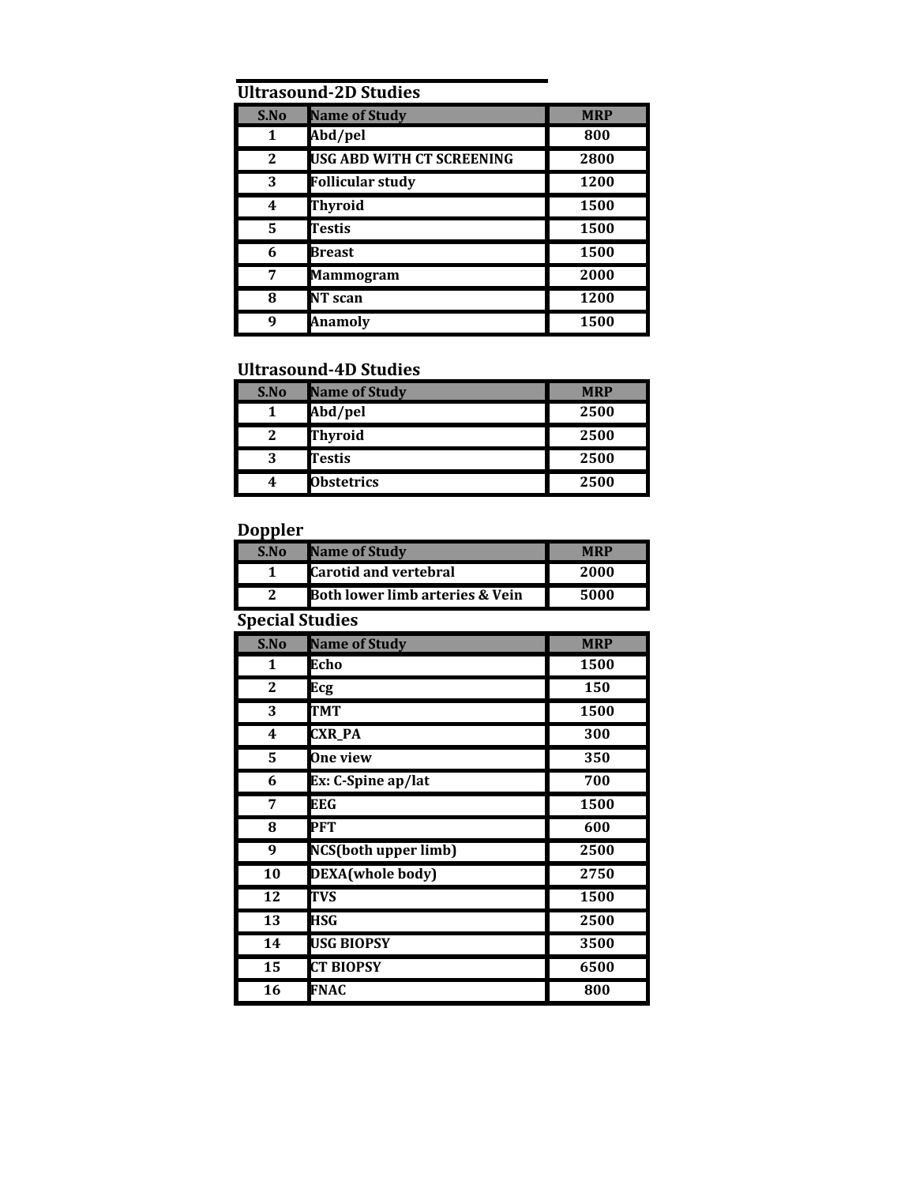## Ultrasound-2D Studies

| S.No | Name of Study | MRP |
|---|---|---|
| 1 | Abd/pel | 800 |
| 2 | USG ABD WITH CT SCREENING | 2800 |
| 3 | Follicular study | 1200 |
| 4 | Thyroid | 1500 |
| 5 | Testis | 1500 |
| 6 | Breast | 1500 |
| 7 | Mammogram | 2000 |
| 8 | NT scan | 1200 |
| 9 | Anamoly | 1500 |

## Ultrasound-4D Studies

| S.No | Name of Study | MRP |
|---|---|---|
| 1 | Abd/pel | 2500 |
| 2 | Thyroid | 2500 |
| 3 | Testis | 2500 |
| 4 | Obstetrics | 2500 |

## Doppler

| S.No | Name of Study | MRP |
|---|---|---|
| 1 | Carotid and vertebral | 2000 |
| 2 | Both lower limb arteries & Vein | 5000 |

## Special Studies

| S.No | Name of Study | MRP |
|---|---|---|
| 1 | Echo | 1500 |
| 2 | Ecg | 150 |
| 3 | TMT | 1500 |
| 4 | CXR_PA | 300 |
| 5 | One view | 350 |
| 6 | Ex: C-Spine ap/lat | 700 |
| 7 | EEG | 1500 |
| 8 | PFT | 600 |
| 9 | NCS(both upper limb) | 2500 |
| 10 | DEXA(whole body) | 2750 |
| 12 | TVS | 1500 |
| 13 | HSG | 2500 |
| 14 | USG BIOPSY | 3500 |
| 15 | CT BIOPSY | 6500 |
| 16 | FNAC | 800 |